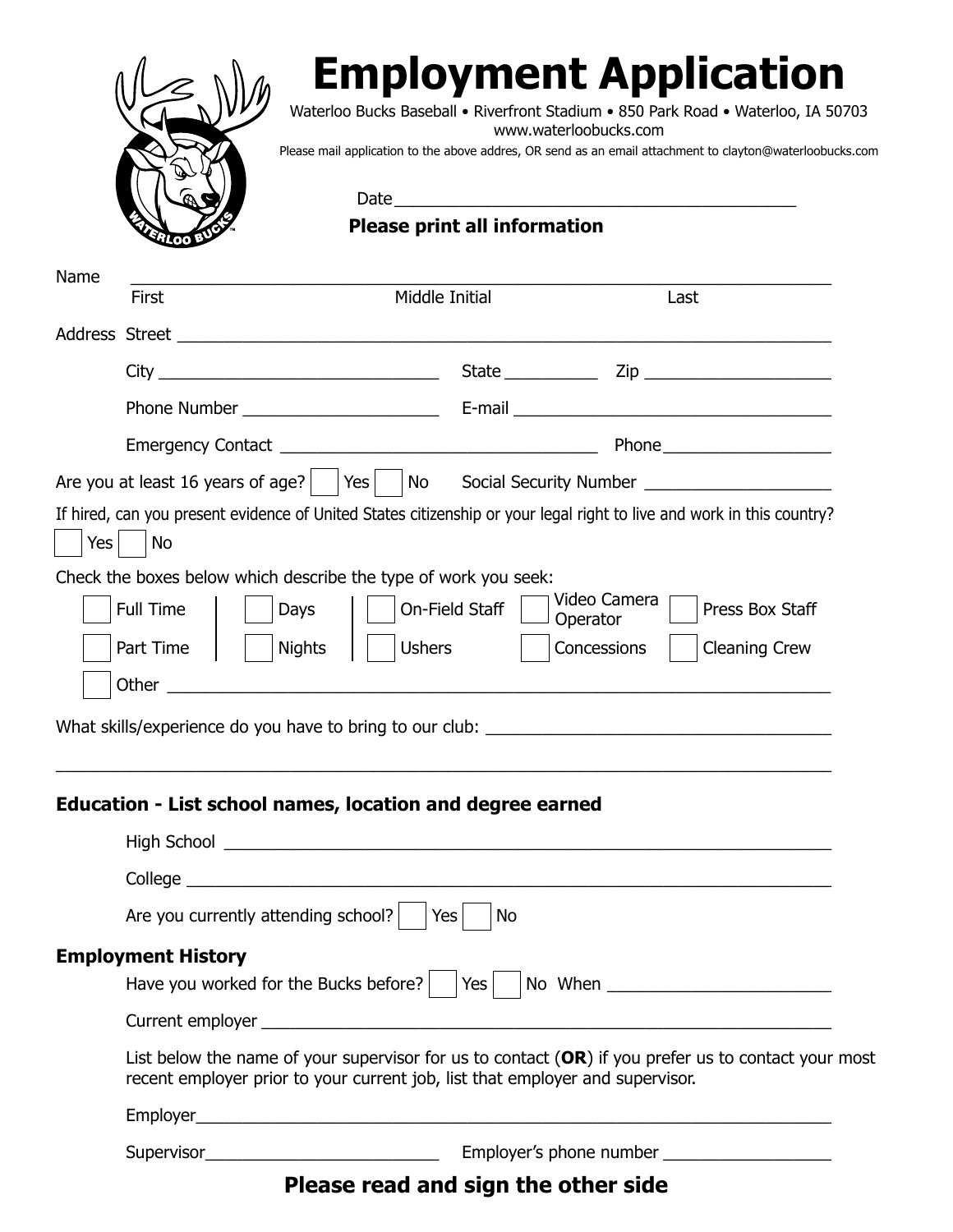# Employment Application

Waterloo Bucks Baseball • Riverfront Stadium • 850 Park Road • Waterloo, IA 50703
www.waterloobucks.com
Please mail application to the above addres, OR send as an email attachment to clayton@waterloobucks.com

Date ________________________________________

**Please print all information**

Name ______________________________________________________________________
First Middle Initial Last

Address Street ______________________________________________________________

City ____________________________ State __________ Zip ____________________

Phone Number ____________________ E-mail ____________________________________

Emergency Contact ________________________________ Phone __________________

Are you at least 16 years of age? ☐ Yes ☐ No Social Security Number ____________________

If hired, can you present evidence of United States citizenship or your legal right to live and work in this country?
☐ Yes ☐ No

Check the boxes below which describe the type of work you seek:

☐ Full Time ☐ Days ☐ On-Field Staff ☐ Video Camera Operator ☐ Press Box Staff

☐ Part Time ☐ Nights ☐ Ushers ☐ Concessions ☐ Cleaning Crew

☐ Other ____________________________________________________________________

What skills/experience do you have to bring to our club: ____________________________________

__________________________________________________________________________________

**Education - List school names, location and degree earned**

High School ________________________________________________________________

College ____________________________________________________________________

Are you currently attending school? ☐ Yes ☐ No

**Employment History**

Have you worked for the Bucks before? ☐ Yes ☐ No When ________________________

Current employer ____________________________________________________________

List below the name of your supervisor for us to contact (**OR**) if you prefer us to contact your most recent employer prior to your current job, list that employer and supervisor.

Employer____________________________________________________________________

Supervisor________________________ Employer's phone number __________________

**Please read and sign the other side**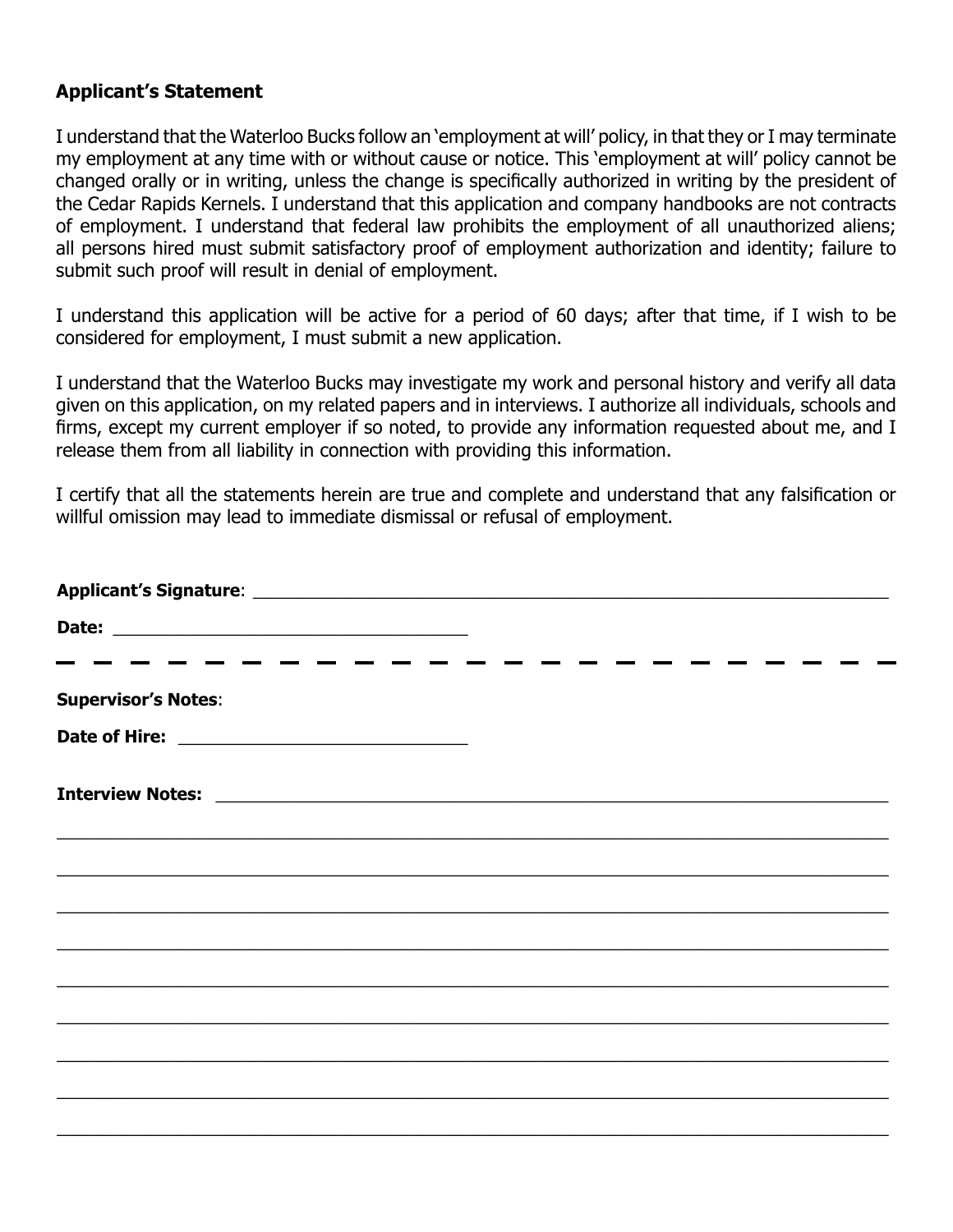**Applicant's Statement**

I understand that the Waterloo Bucks follow an 'employment at will' policy, in that they or I may terminate my employment at any time with or without cause or notice. This 'employment at will' policy cannot be changed orally or in writing, unless the change is specifically authorized in writing by the president of the Cedar Rapids Kernels. I understand that this application and company handbooks are not contracts of employment. I understand that federal law prohibits the employment of all unauthorized aliens; all persons hired must submit satisfactory proof of employment authorization and identity; failure to submit such proof will result in denial of employment.

I understand this application will be active for a period of 60 days; after that time, if I wish to be considered for employment, I must submit a new application.

I understand that the Waterloo Bucks may investigate my work and personal history and verify all data given on this application, on my related papers and in interviews. I authorize all individuals, schools and firms, except my current employer if so noted, to provide any information requested about me, and I release them from all liability in connection with providing this information.

I certify that all the statements herein are true and complete and understand that any falsification or willful omission may lead to immediate dismissal or refusal of employment.

**Applicant's Signature**: ______________________________________________

**Date:** ______________________________

---

**Supervisor's Notes**:

**Date of Hire:** ________________________

**Interview Notes:** ______________________________________________

______________________________________________________________

______________________________________________________________

______________________________________________________________

______________________________________________________________

______________________________________________________________

______________________________________________________________

______________________________________________________________

______________________________________________________________

______________________________________________________________